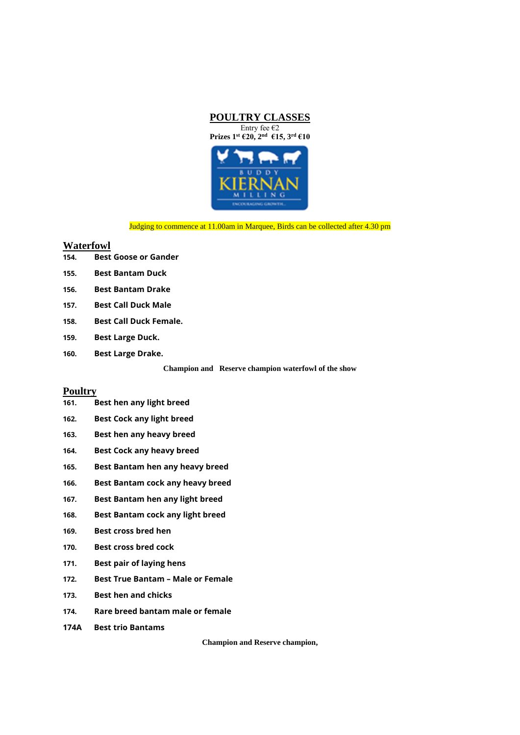# POULTRY CLASSES

Entry fee €2

**Prizes 1st €20, 2nd €15, 3rd €10**

Judging to commence at 11.00am in Marquee, Birds can be collected after 4.30 pm

## Waterfowl

**154.** **Best Goose or Gander**

**155.** **Best Bantam Duck**

**156.** **Best Bantam Drake**

**157.** **Best Call Duck Male**

**158.** **Best Call Duck Female.**

**159.** **Best Large Duck.**

**160.** **Best Large Drake.**

**Champion and Reserve champion waterfowl of the show**

## Poultry

**161.** **Best hen any light breed**

**162.** **Best Cock any light breed**

**163.** **Best hen any heavy breed**

**164.** **Best Cock any heavy breed**

**165.** **Best Bantam hen any heavy breed**

**166.** **Best Bantam cock any heavy breed**

**167.** **Best Bantam hen any light breed**

**168.** **Best Bantam cock any light breed**

**169.** **Best cross bred hen**

**170.** **Best cross bred cock**

**171.** **Best pair of laying hens**

**172.** **Best True Bantam – Male or Female**

**173.** **Best hen and chicks**

**174.** **Rare breed bantam male or female**

**174A** **Best trio Bantams**

**Champion and Reserve champion,**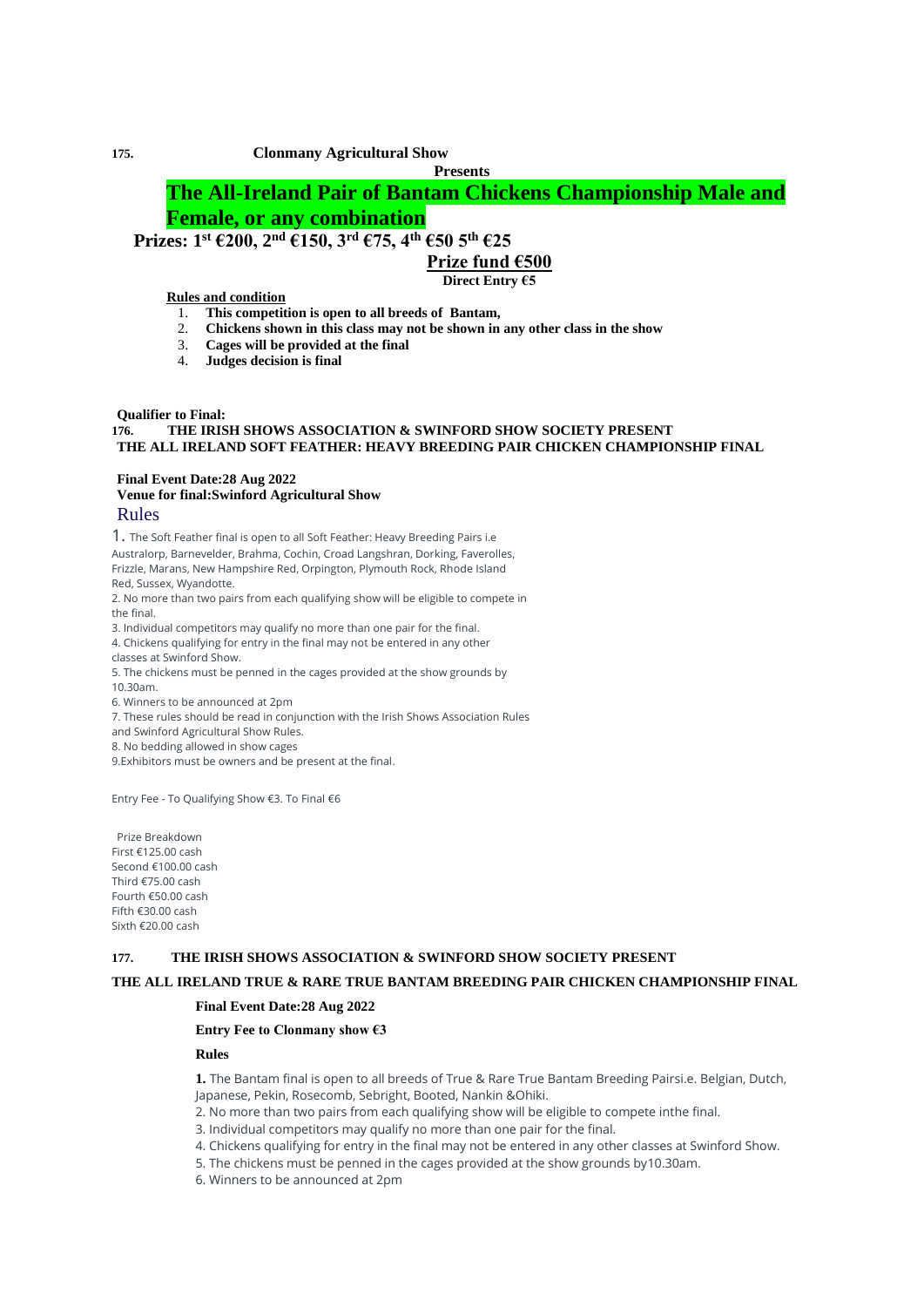**175. Clonmany Agricultural Show**

**Presents**

# The All-Ireland Pair of Bantam Chickens Championship Male and Female, or any combination

**Prizes: 1st €200, 2nd €150, 3rd €75, 4th €50 5th €25**

**Prize fund €500**

**Direct Entry €5**

**Rules and condition**

1. **This competition is open to all breeds of Bantam,**
2. **Chickens shown in this class may not be shown in any other class in the show**
3. **Cages will be provided at the final**
4. **Judges decision is final**

**Qualifier to Final:**

**176. THE IRISH SHOWS ASSOCIATION & SWINFORD SHOW SOCIETY PRESENT**
**THE ALL IRELAND SOFT FEATHER: HEAVY BREEDING PAIR CHICKEN CHAMPIONSHIP FINAL**

**Final Event Date:28 Aug 2022**
**Venue for final:Swinford Agricultural Show**

## Rules

1. The Soft Feather final is open to all Soft Feather: Heavy Breeding Pairs i.e Australorp, Barnevelder, Brahma, Cochin, Croad Langshran, Dorking, Faverolles, Frizzle, Marans, New Hampshire Red, Orpington, Plymouth Rock, Rhode Island Red, Sussex, Wyandotte.
2. No more than two pairs from each qualifying show will be eligible to compete in the final.
3. Individual competitors may qualify no more than one pair for the final.
4. Chickens qualifying for entry in the final may not be entered in any other classes at Swinford Show.
5. The chickens must be penned in the cages provided at the show grounds by 10.30am.
6. Winners to be announced at 2pm
7. These rules should be read in conjunction with the Irish Shows Association Rules and Swinford Agricultural Show Rules.
8. No bedding allowed in show cages
9. Exhibitors must be owners and be present at the final.

Entry Fee - To Qualifying Show €3. To Final €6

Prize Breakdown
First €125.00 cash
Second €100.00 cash
Third €75.00 cash
Fourth €50.00 cash
Fifth €30.00 cash
Sixth €20.00 cash

**177. THE IRISH SHOWS ASSOCIATION & SWINFORD SHOW SOCIETY PRESENT**

**THE ALL IRELAND TRUE & RARE TRUE BANTAM BREEDING PAIR CHICKEN CHAMPIONSHIP FINAL**

**Final Event Date:28 Aug 2022**

**Entry Fee to Clonmany show €3**

**Rules**

**1.** The Bantam final is open to all breeds of True & Rare True Bantam Breeding Pairsi.e. Belgian, Dutch, Japanese, Pekin, Rosecomb, Sebright, Booted, Nankin &Ohiki.

2. No more than two pairs from each qualifying show will be eligible to compete inthe final.
3. Individual competitors may qualify no more than one pair for the final.
4. Chickens qualifying for entry in the final may not be entered in any other classes at Swinford Show.
5. The chickens must be penned in the cages provided at the show grounds by10.30am.
6. Winners to be announced at 2pm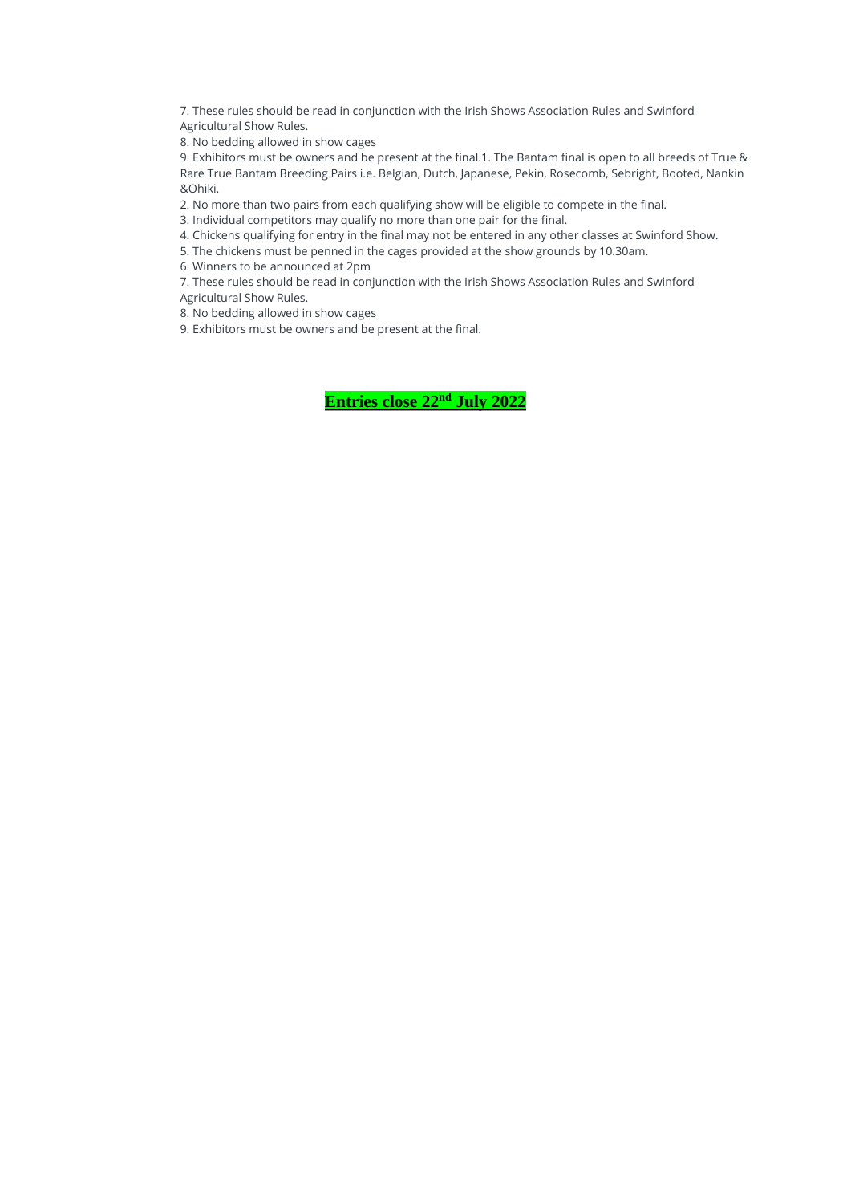7. These rules should be read in conjunction with the Irish Shows Association Rules and Swinford Agricultural Show Rules.

8. No bedding allowed in show cages

9. Exhibitors must be owners and be present at the final.1. The Bantam final is open to all breeds of True & Rare True Bantam Breeding Pairs i.e. Belgian, Dutch, Japanese, Pekin, Rosecomb, Sebright, Booted, Nankin &Ohiki.

2. No more than two pairs from each qualifying show will be eligible to compete in the final.

3. Individual competitors may qualify no more than one pair for the final.

4. Chickens qualifying for entry in the final may not be entered in any other classes at Swinford Show.

5. The chickens must be penned in the cages provided at the show grounds by 10.30am.

6. Winners to be announced at 2pm

7. These rules should be read in conjunction with the Irish Shows Association Rules and Swinford Agricultural Show Rules.

8. No bedding allowed in show cages

9. Exhibitors must be owners and be present at the final.

**Entries close 22nd July 2022**